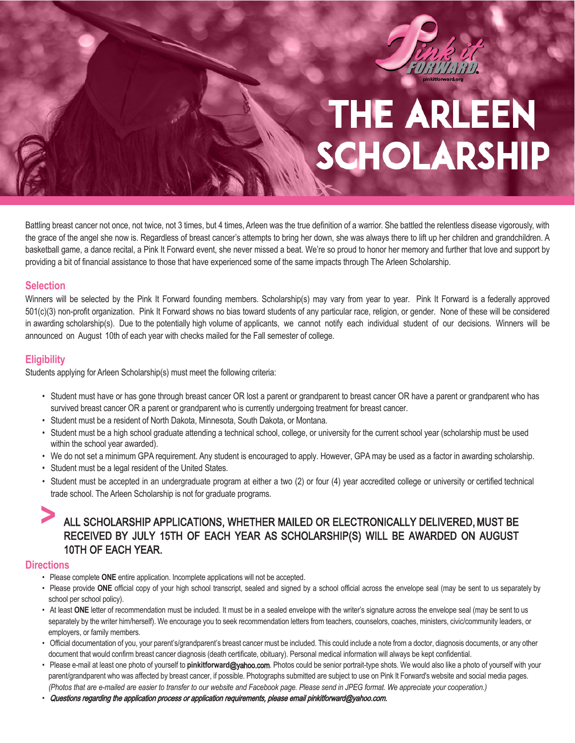# THE ARLEEN SCHOLARSHIP

Battling breast cancer not once, not twice, not 3 times, but 4 times, Arleen was the true definition of a warrior. She battled the relentless disease vigorously, with the grace of the angel she now is. Regardless of breast cancer's attempts to bring her down, she was always there to lift up her children and grandchildren. A basketball game, a dance recital, a Pink It Forward event, she never missed a beat. We're so proud to honor her memory and further that love and support by providing a bit of financial assistance to those that have experienced some of the same impacts through The Arleen Scholarship.

## Selection

Winners will be selected by the Pink It Forward founding members. Scholarship(s) may vary from year to year. Pink It Forward is a federally approved 501(c)(3) non-profit organization. Pink It Forward shows no bias toward students of any particular race, religion, or gender. None of these will be considered in awarding scholarship(s). Due to the potentially high volume of applicants, we cannot notify each individual student of our decisions. Winners will be announced on August 10th of each year with checks mailed for the Fall semester of college.

## Eligibility

Students applying for Arleen Scholarship(s) must meet the following criteria:

- Student must have or has gone through breast cancer OR lost a parent or grandparent to breast cancer OR have a parent or grandparent who has survived breast cancer OR a parent or grandparent who is currently undergoing treatment for breast cancer.
- Student must be a resident of North Dakota, Minnesota, South Dakota, or Montana.
- Student must be a high school graduate attending a technical school, college, or university for the current school year (scholarship must be used within the school year awarded).
- We do not set a minimum GPA requirement. Any student is encouraged to apply. However, GPA may be used as a factor in awarding scholarship.
- Student must be a legal resident of the United States.
- Student must be accepted in an undergraduate program at either a two (2) or four (4) year accredited college or university or certified technical trade school. The Arleen Scholarship is not for graduate programs.

> ALL SCHOLARSHIP APPLICATIONS, WHETHER MAILED OR ELECTRONICALLY DELIVERED, MUST BE RECEIVED BY JULY 15TH OF EACH YEAR AS SCHOLARSHIP(S) WILL BE AWARDED ON AUGUST 10TH OF EACH YEAR.

## Directions

- Please complete **ONE** entire application. Incomplete applications will not be accepted.
- Please provide **ONE** official copy of your high school transcript, sealed and signed by a school official across the envelope seal (may be sent to us separately by school per school policy).
- At least **ONE** letter of recommendation must be included. It must be in a sealed envelope with the writer's signature across the envelope seal (may be sent to us separately by the writer him/herself). We encourage you to seek recommendation letters from teachers, counselors, coaches, ministers, civic/community leaders, or employers, or family members.
- Official documentation of you, your parent's/grandparent's breast cancer must be included. This could include a note from a doctor, diagnosis documents, or any other document that would confirm breast cancer diagnosis (death certificate, obituary). Personal medical information will always be kept confidential.
- Please e-mail at least one photo of yourself to **pinkitforward@yahoo.com**. Photos could be senior portrait-type shots. We would also like a photo of yourself with your parent/grandparent who was affected by breast cancer, if possible. Photographs submitted are subject to use on Pink It Forward's website and social media pages. *(Photos that are e-mailed are easier to transfer to our website and Facebook page. Please send in JPEG format. We appreciate your cooperation.)*
- *Questions regarding the application process or application requirements, please email pinkitforward@yahoo.com.*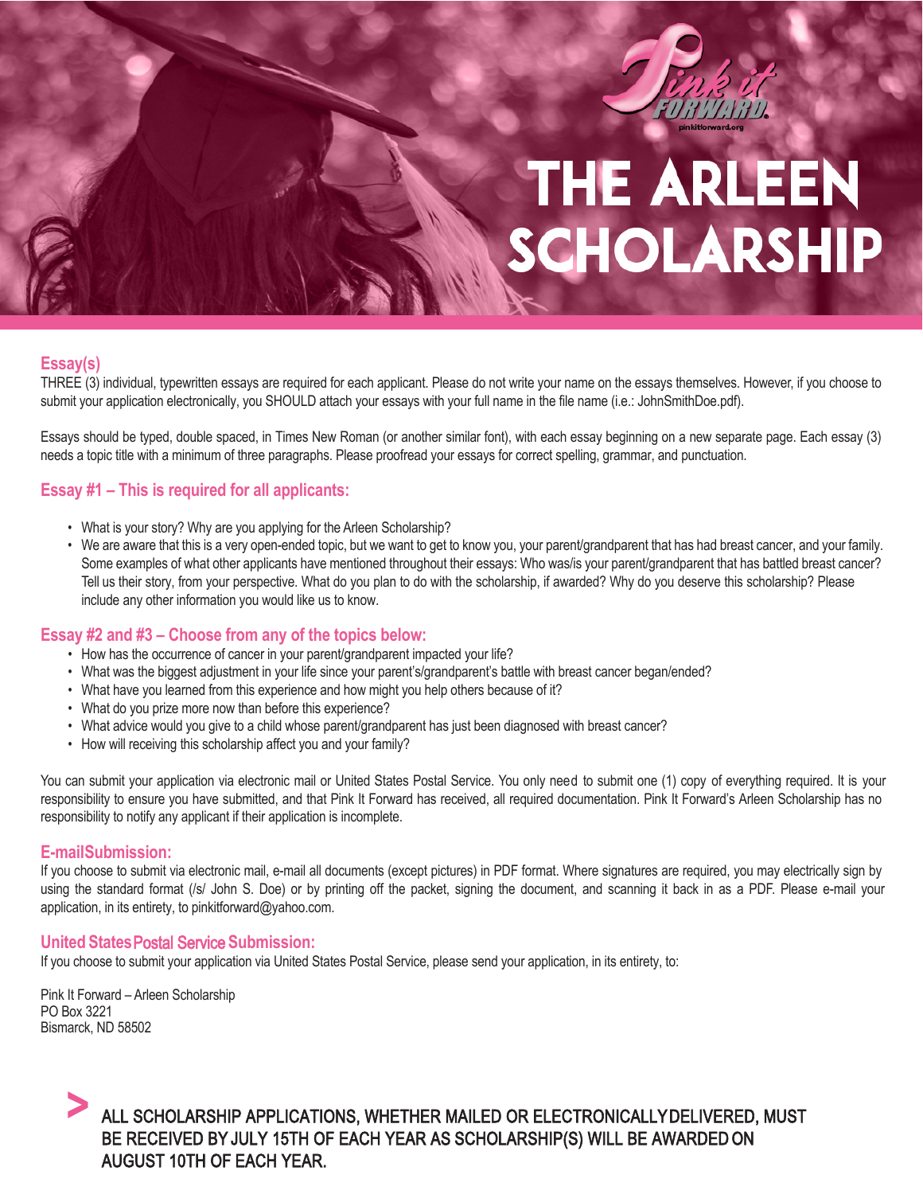# THE ARLEEN SCHOLARSHIP

## Essay(s)

THREE (3) individual, typewritten essays are required for each applicant. Please do not write your name on the essays themselves. However, if you choose to submit your application electronically, you SHOULD attach your essays with your full name in the file name (i.e.: JohnSmithDoe.pdf).

Essays should be typed, double spaced, in Times New Roman (or another similar font), with each essay beginning on a new separate page. Each essay (3) needs a topic title with a minimum of three paragraphs. Please proofread your essays for correct spelling, grammar, and punctuation.

## Essay #1 – This is required for all applicants:

- What is your story? Why are you applying for the Arleen Scholarship?
- We are aware that this is a very open-ended topic, but we want to get to know you, your parent/grandparent that has had breast cancer, and your family. Some examples of what other applicants have mentioned throughout their essays: Who was/is your parent/grandparent that has battled breast cancer? Tell us their story, from your perspective. What do you plan to do with the scholarship, if awarded? Why do you deserve this scholarship? Please include any other information you would like us to know.

## Essay #2 and #3 – Choose from any of the topics below:

- How has the occurrence of cancer in your parent/grandparent impacted your life?
- What was the biggest adjustment in your life since your parent's/grandparent's battle with breast cancer began/ended?
- What have you learned from this experience and how might you help others because of it?
- What do you prize more now than before this experience?
- What advice would you give to a child whose parent/grandparent has just been diagnosed with breast cancer?
- How will receiving this scholarship affect you and your family?

You can submit your application via electronic mail or United States Postal Service. You only need to submit one (1) copy of everything required. It is your responsibility to ensure you have submitted, and that Pink It Forward has received, all required documentation. Pink It Forward's Arleen Scholarship has no responsibility to notify any applicant if their application is incomplete.

## E-mail Submission:

If you choose to submit via electronic mail, e-mail all documents (except pictures) in PDF format. Where signatures are required, you may electrically sign by using the standard format (/s/ John S. Doe) or by printing off the packet, signing the document, and scanning it back in as a PDF. Please e-mail your application, in its entirety, to pinkitforward@yahoo.com.

## United States Postal Service Submission:

If you choose to submit your application via United States Postal Service, please send your application, in its entirety, to:

Pink It Forward – Arleen Scholarship
PO Box 3221
Bismarck, ND 58502

> ALL SCHOLARSHIP APPLICATIONS, WHETHER MAILED OR ELECTRONICALLY DELIVERED, MUST BE RECEIVED BY JULY 15TH OF EACH YEAR AS SCHOLARSHIP(S) WILL BE AWARDED ON AUGUST 10TH OF EACH YEAR.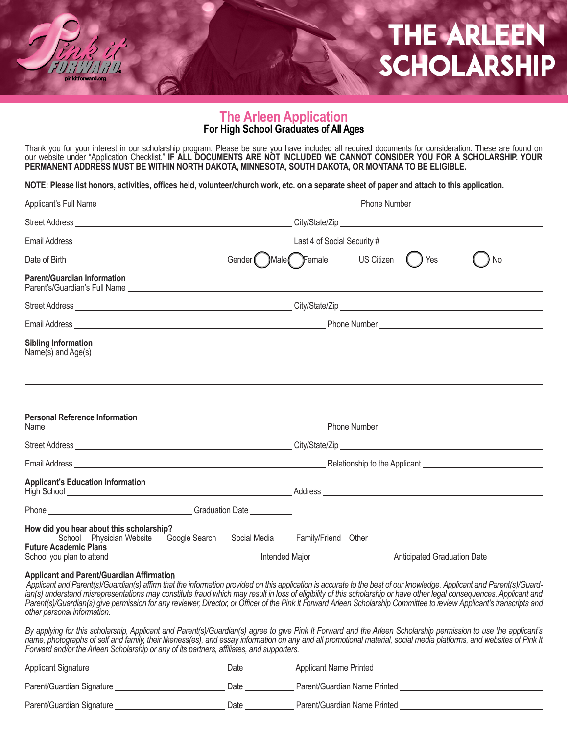# THE ARLEEN SCHOLARSHIP

## The Arleen Application

**For High School Graduates of All Ages**

Thank you for your interest in our scholarship program. Please be sure you have included all required documents for consideration. These are found on our website under "Application Checklist." **IF ALL DOCUMENTS ARE NOT INCLUDED WE CANNOT CONSIDER YOU FOR A SCHOLARSHIP. YOUR PERMANENT ADDRESS MUST BE WITHIN NORTH DAKOTA, MINNESOTA, SOUTH DAKOTA, OR MONTANA TO BE ELIGIBLE.**

**NOTE: Please list honors, activities, offices held, volunteer/church work, etc. on a separate sheet of paper and attach to this application.**

Applicant's Full Name ______________________ Phone Number ______________________

Street Address ______________________ City/State/Zip ______________________

Email Address ______________________ Last 4 of Social Security # ______________________

Date of Birth ______________________ Gender ◯ Male ◯ Female US Citizen ◯ Yes ◯ No

**Parent/Guardian Information**
Parent's/Guardian's Full Name ______________________

Street Address ______________________ City/State/Zip ______________________

Email Address ______________________ Phone Number ______________________

**Sibling Information**
Name(s) and Age(s)

______________________

______________________

______________________

**Personal Reference Information**
Name ______________________ Phone Number ______________________

Street Address ______________________ City/State/Zip ______________________

Email Address ______________________ Relationship to the Applicant ______________________

**Applicant's Education Information**
High School ______________________ Address ______________________

Phone ______________________ Graduation Date __________

**How did you hear about this scholarship?**
School Physician Website Google Search Social Media Family/Friend Other ______________________

**Future Academic Plans**
School you plan to attend ______________________ Intended Major ______________ Anticipated Graduation Date __________

**Applicant and Parent/Guardian Affirmation**

*Applicant and Parent(s)/Guardian(s) affirm that the information provided on this application is accurate to the best of our knowledge. Applicant and Parent(s)/Guardian(s) understand misrepresentations may constitute fraud which may result in loss of eligibility of this scholarship or have other legal consequences. Applicant and Parent(s)/Guardian(s) give permission for any reviewer, Director, or Officer of the Pink It Forward Arleen Scholarship Committee to review Applicant's transcripts and other personal information.*

*By applying for this scholarship, Applicant and Parent(s)/Guardian(s) agree to give Pink It Forward and the Arleen Scholarship permission to use the applicant's name, photographs of self and family, their likeness(es), and essay information on any and all promotional material, social media platforms, and websites of Pink It Forward and/or the Arleen Scholarship or any of its partners, affiliates, and supporters.*

Applicant Signature ______________________ Date __________ Applicant Name Printed ______________________

Parent/Guardian Signature ______________________ Date __________ Parent/Guardian Name Printed ______________________

Parent/Guardian Signature ______________________ Date __________ Parent/Guardian Name Printed ______________________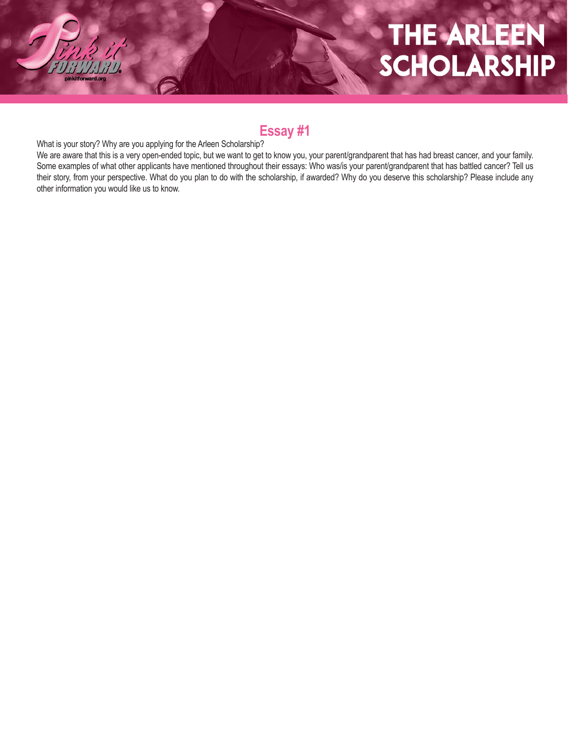# THE ARLEEN SCHOLARSHIP

## Essay #1

What is your story? Why are you applying for the Arleen Scholarship?

We are aware that this is a very open-ended topic, but we want to get to know you, your parent/grandparent that has had breast cancer, and your family. Some examples of what other applicants have mentioned throughout their essays: Who was/is your parent/grandparent that has battled cancer? Tell us their story, from your perspective. What do you plan to do with the scholarship, if awarded? Why do you deserve this scholarship? Please include any other information you would like us to know.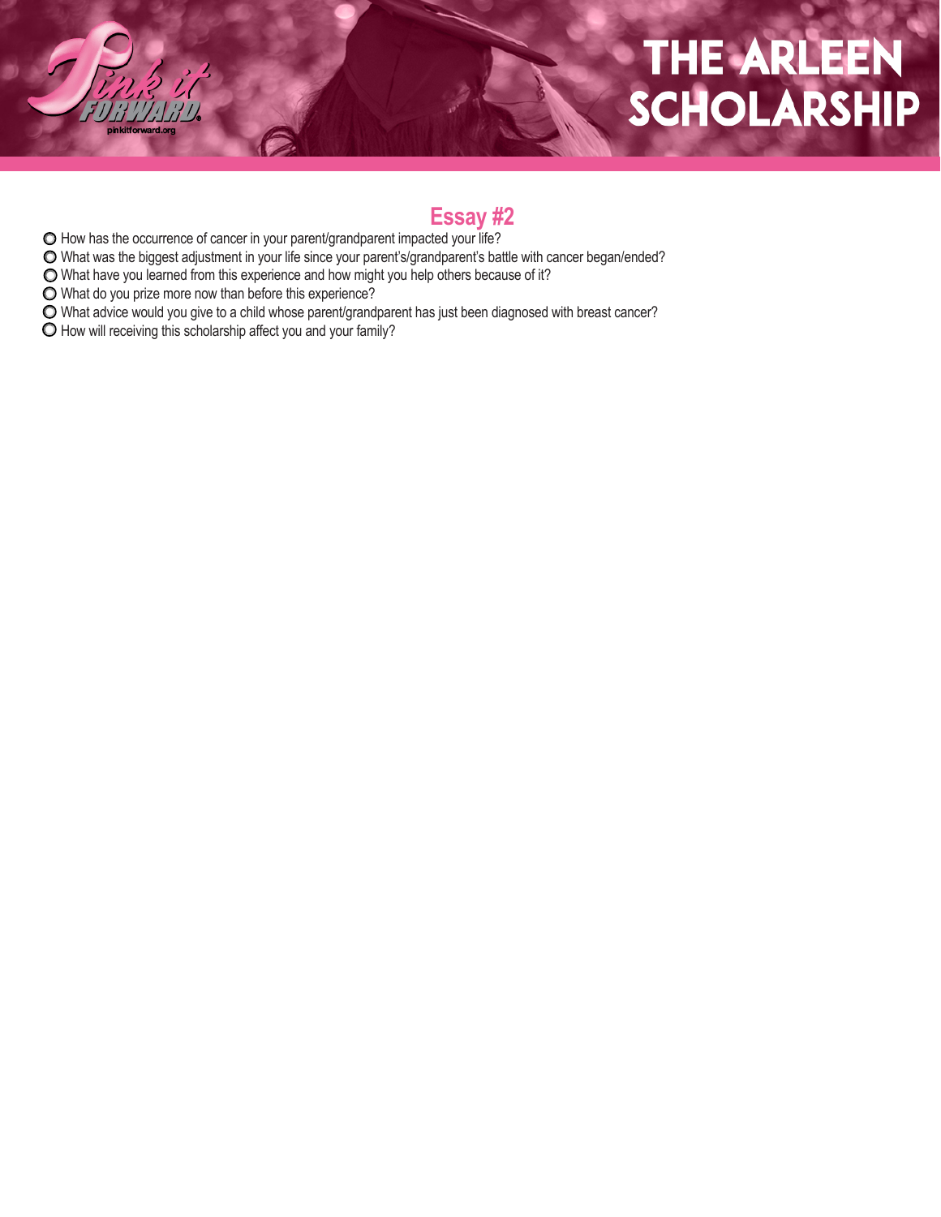# THE ARLEEN SCHOLARSHIP

## Essay #2

- How has the occurrence of cancer in your parent/grandparent impacted your life?
- What was the biggest adjustment in your life since your parent's/grandparent's battle with cancer began/ended?
- What have you learned from this experience and how might you help others because of it?
- What do you prize more now than before this experience?
- What advice would you give to a child whose parent/grandparent has just been diagnosed with breast cancer?
- How will receiving this scholarship affect you and your family?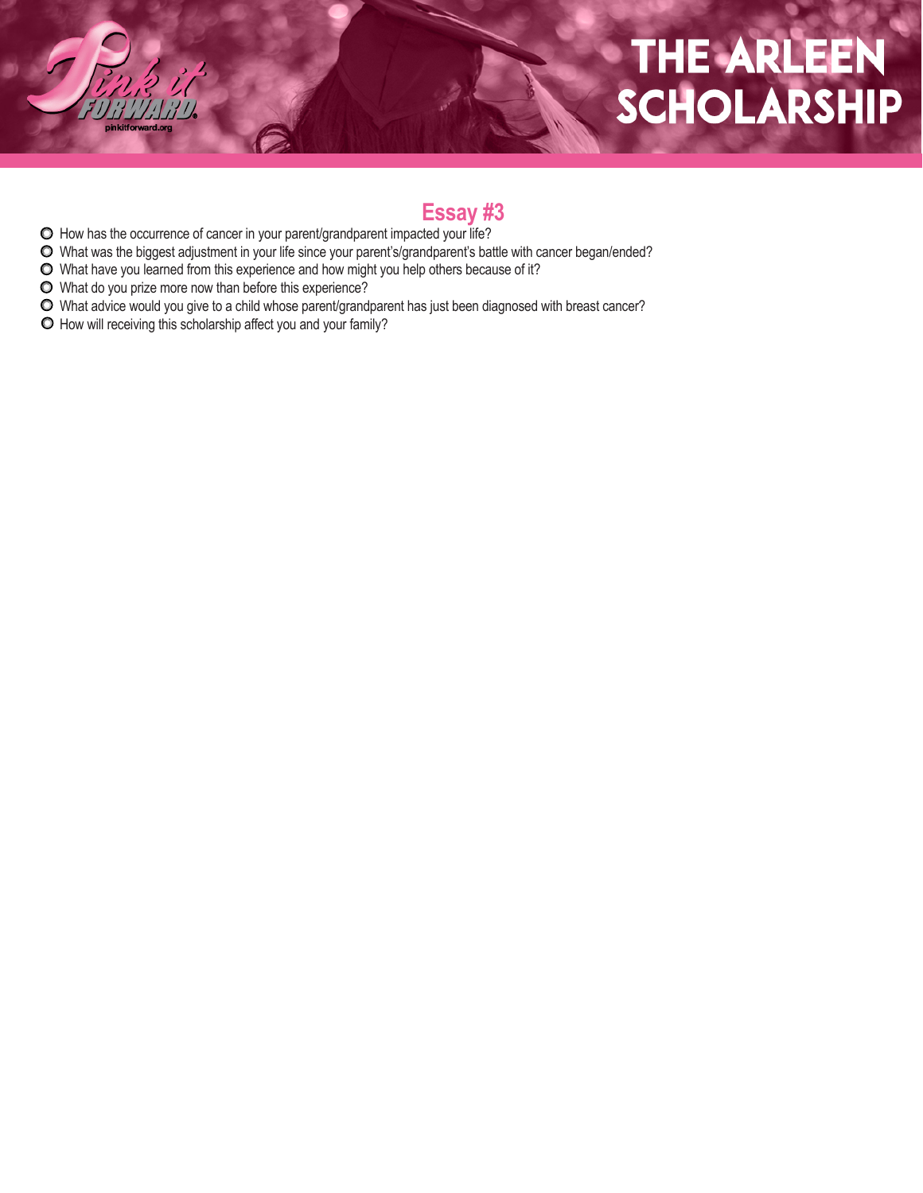# THE ARLEEN SCHOLARSHIP

## Essay #3

- How has the occurrence of cancer in your parent/grandparent impacted your life?
- What was the biggest adjustment in your life since your parent's/grandparent's battle with cancer began/ended?
- What have you learned from this experience and how might you help others because of it?
- What do you prize more now than before this experience?
- What advice would you give to a child whose parent/grandparent has just been diagnosed with breast cancer?
- How will receiving this scholarship affect you and your family?